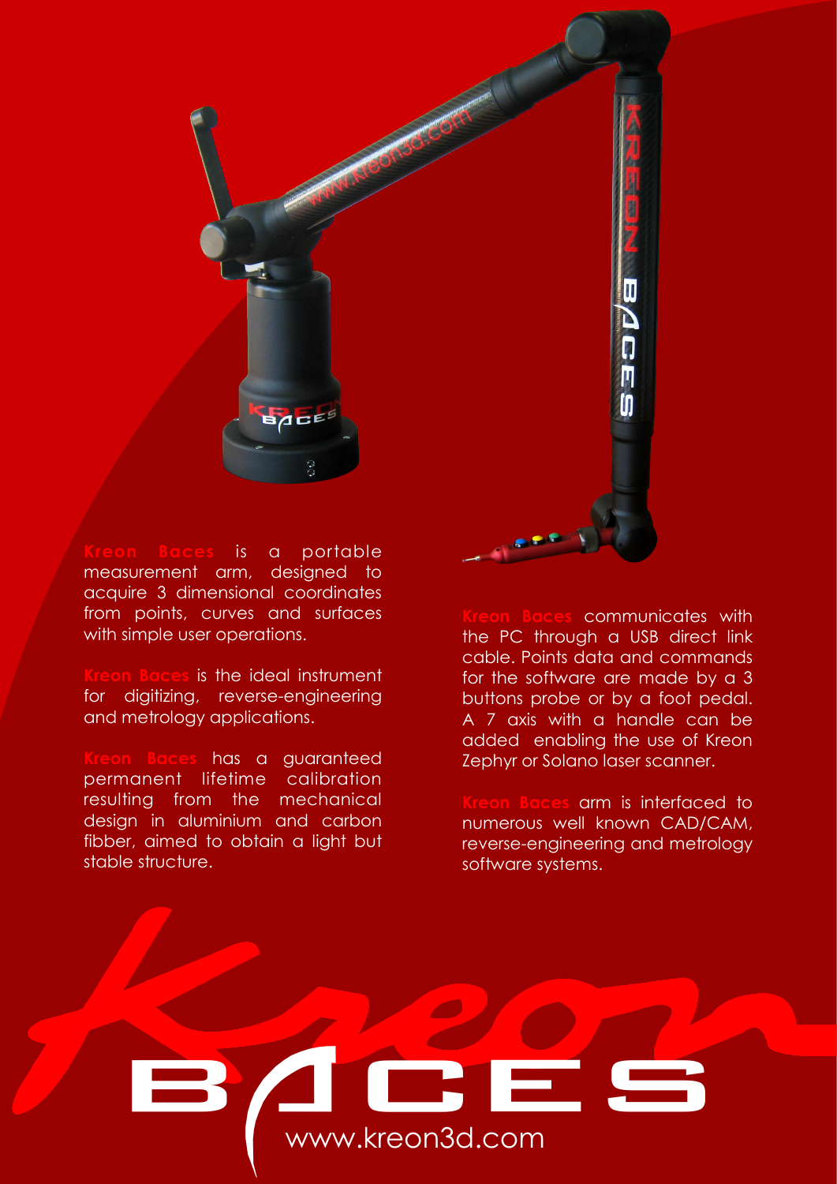**Kreon Baces** is a portable measurement arm, designed to acquire 3 dimensional coordinates from points, curves and surfaces with simple user operations.

**Kreon Baces** is the ideal instrument for digitizing, reverse-engineering and metrology applications.

**Kreon Baces** has a guaranteed permanent lifetime calibration resulting from the mechanical design in aluminium and carbon fibber, aimed to obtain a light but stable structure.

**Kreon Baces** communicates with the PC through a USB direct link cable. Points data and commands for the software are made by a 3 buttons probe or by a foot pedal. A 7 axis with a handle can be added enabling the use of Kreon Zephyr or Solano laser scanner.

**Kreon Baces** arm is interfaced to numerous well known CAD/CAM, reverse-engineering and metrology software systems.

Kreon BACES

www.kreon3d.com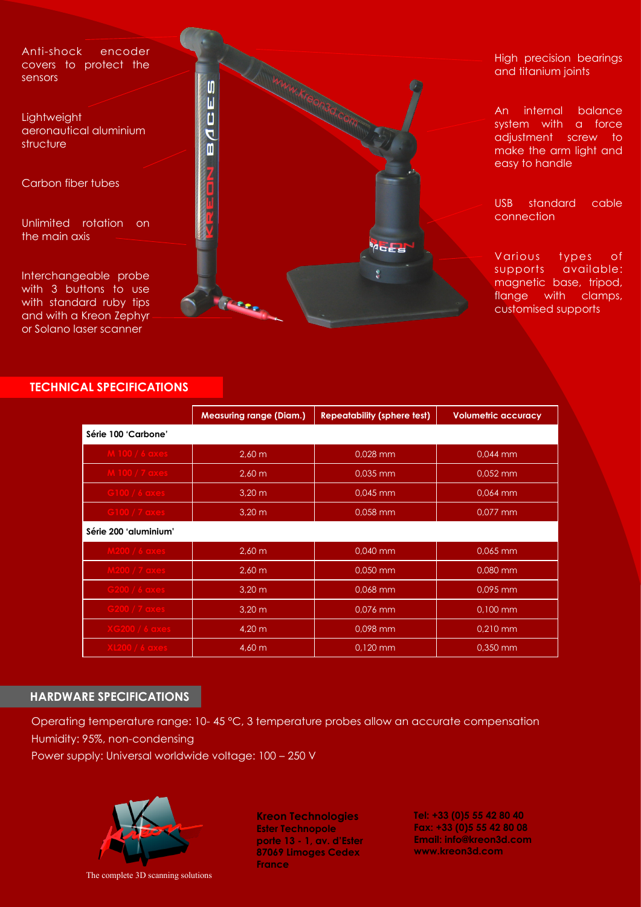Anti-shock encoder covers to protect the sensors

Lightweight aeronautical aluminium structure

Carbon fiber tubes

Unlimited rotation on the main axis

Interchangeable probe with 3 buttons to use with standard ruby tips and with a Kreon Zephyr or Solano laser scanner

High precision bearings and titanium joints

An internal balance system with a force adjustment screw to make the arm light and easy to handle

USB standard cable connection

Various types of supports available: magnetic base, tripod, flange with clamps, customised supports

## TECHNICAL SPECIFICATIONS

| | Measuring range (Diam.) | Repeatability (sphere test) | Volumetric accuracy |
|---|---|---|---|
| **Série 100 'Carbone'** | | | |
| M 100 / 6 axes | 2,60 m | 0,028 mm | 0,044 mm |
| M 100 / 7 axes | 2,60 m | 0,035 mm | 0,052 mm |
| G100 / 6 axes | 3,20 m | 0,045 mm | 0,064 mm |
| G100 / 7 axes | 3,20 m | 0,058 mm | 0,077 mm |
| **Série 200 'aluminium'** | | | |
| M200 / 6 axes | 2,60 m | 0,040 mm | 0,065 mm |
| M200 / 7 axes | 2,60 m | 0,050 mm | 0,080 mm |
| G200 / 6 axes | 3,20 m | 0,068 mm | 0,095 mm |
| G200 / 7 axes | 3,20 m | 0,076 mm | 0,100 mm |
| XG200 / 6 axes | 4,20 m | 0,098 mm | 0,210 mm |
| XL200 / 6 axes | 4,60 m | 0,120 mm | 0,350 mm |

## HARDWARE SPECIFICATIONS

Operating temperature range: 10- 45 °C, 3 temperature probes allow an accurate compensation

Humidity: 95%, non-condensing

Power supply: Universal worldwide voltage: 100 – 250 V

The complete 3D scanning solutions

**Kreon Technologies**
Ester Technopole
porte 13 - 1, av. d'Ester
87069 Limoges Cedex
France

Tel: +33 (0)5 55 42 80 40
Fax: +33 (0)5 55 42 80 08
Email: info@kreon3d.com
www.kreon3d.com